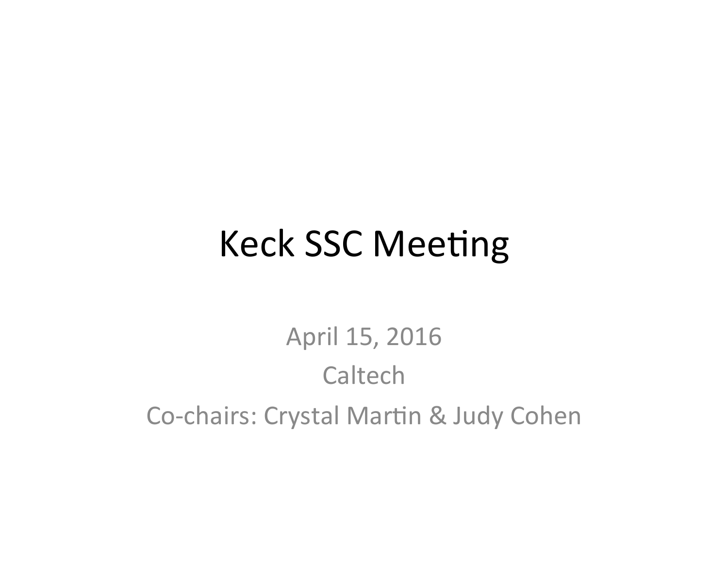# Keck SSC Meeting

April 15, 2016

Caltech

Co-chairs: Crystal Martin & Judy Cohen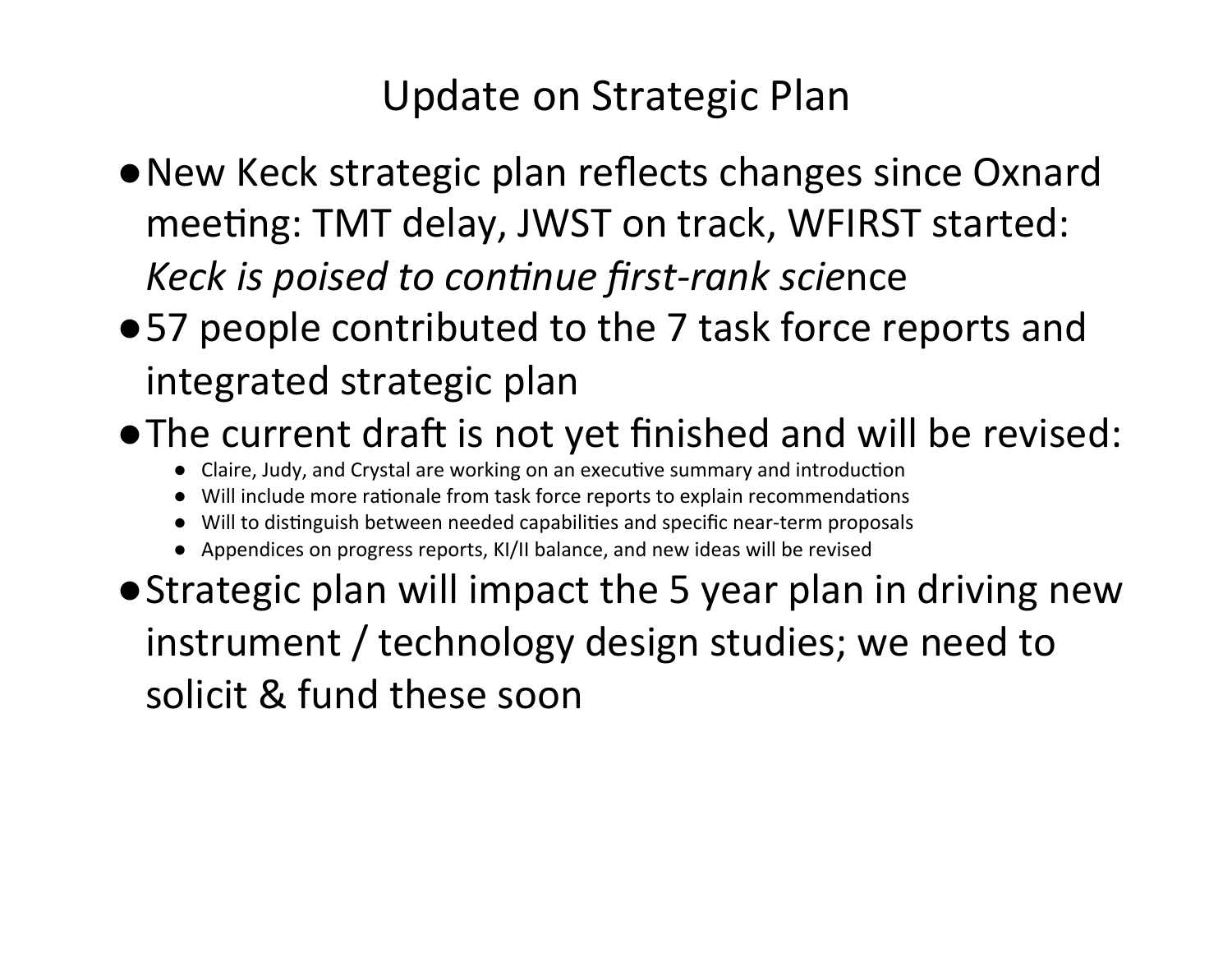# Update on Strategic Plan

- New Keck strategic plan reflects changes since Oxnard meeting: TMT delay, JWST on track, WFIRST started: *Keck is poised to continue first-rank scie*nce
- 57 people contributed to the 7 task force reports and integrated strategic plan
- The current draft is not yet finished and will be revised:
  - Claire, Judy, and Crystal are working on an executive summary and introduction
  - Will include more rationale from task force reports to explain recommendations
  - Will to distinguish between needed capabilities and specific near-term proposals
  - Appendices on progress reports, KI/II balance, and new ideas will be revised
- Strategic plan will impact the 5 year plan in driving new instrument / technology design studies; we need to solicit & fund these soon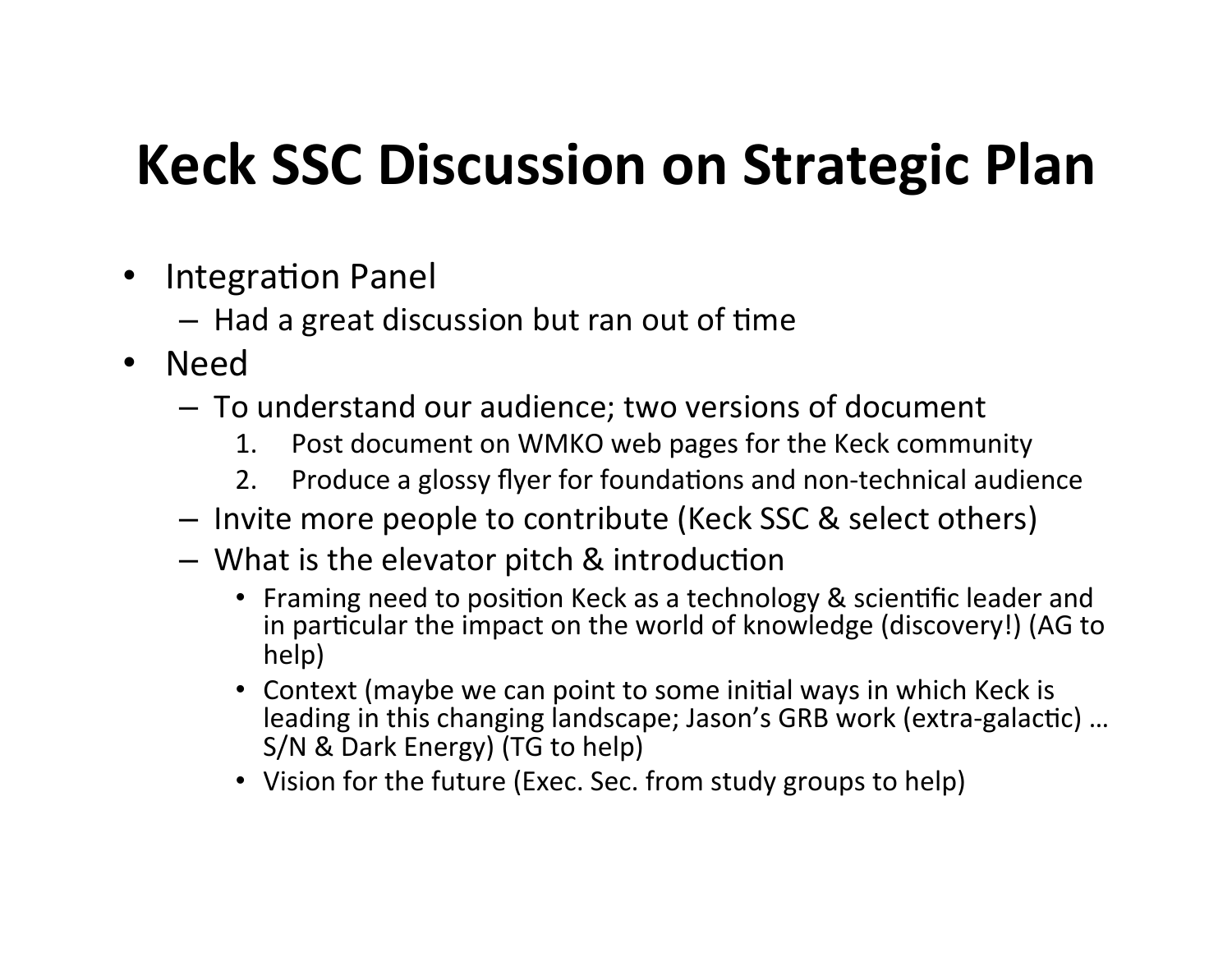# Keck SSC Discussion on Strategic Plan

- Integration Panel
  - Had a great discussion but ran out of time
- Need
  - To understand our audience; two versions of document
    1. Post document on WMKO web pages for the Keck community
    2. Produce a glossy flyer for foundations and non-technical audience
  - Invite more people to contribute (Keck SSC & select others)
  - What is the elevator pitch & introduction
    - Framing need to position Keck as a technology & scientific leader and in particular the impact on the world of knowledge (discovery!) (AG to help)
    - Context (maybe we can point to some initial ways in which Keck is leading in this changing landscape; Jason's GRB work (extra-galactic) … S/N & Dark Energy) (TG to help)
    - Vision for the future (Exec. Sec. from study groups to help)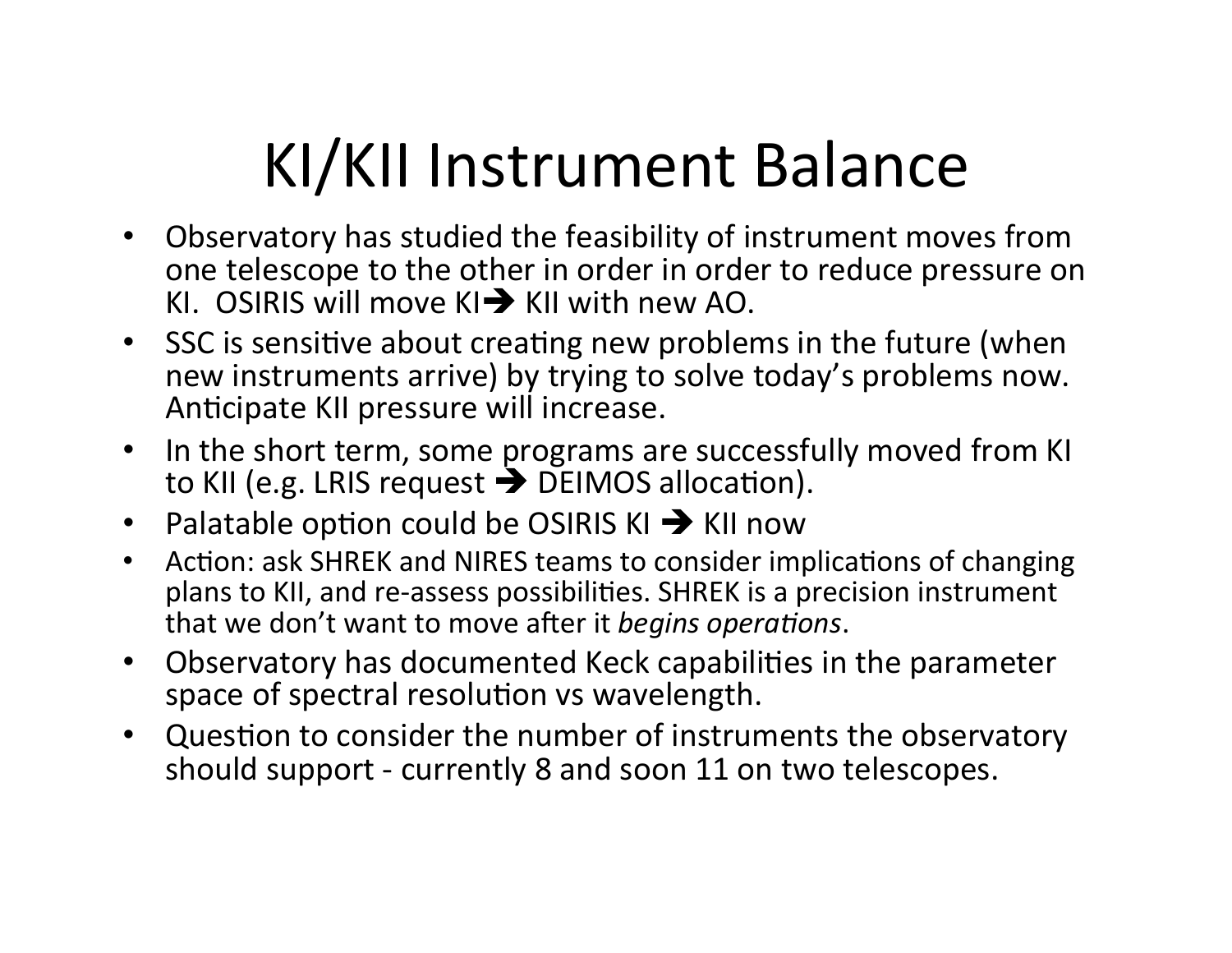# KI/KII Instrument Balance

- Observatory has studied the feasibility of instrument moves from one telescope to the other in order in order to reduce pressure on KI. OSIRIS will move KI➔ KII with new AO.
- SSC is sensitive about creating new problems in the future (when new instruments arrive) by trying to solve today's problems now. Anticipate KII pressure will increase.
- In the short term, some programs are successfully moved from KI to KII (e.g. LRIS request ➔ DEIMOS allocation).
- Palatable option could be OSIRIS KI ➔ KII now
- Action: ask SHREK and NIRES teams to consider implications of changing plans to KII, and re-assess possibilities. SHREK is a precision instrument that we don't want to move after it *begins operations*.
- Observatory has documented Keck capabilities in the parameter space of spectral resolution vs wavelength.
- Question to consider the number of instruments the observatory should support - currently 8 and soon 11 on two telescopes.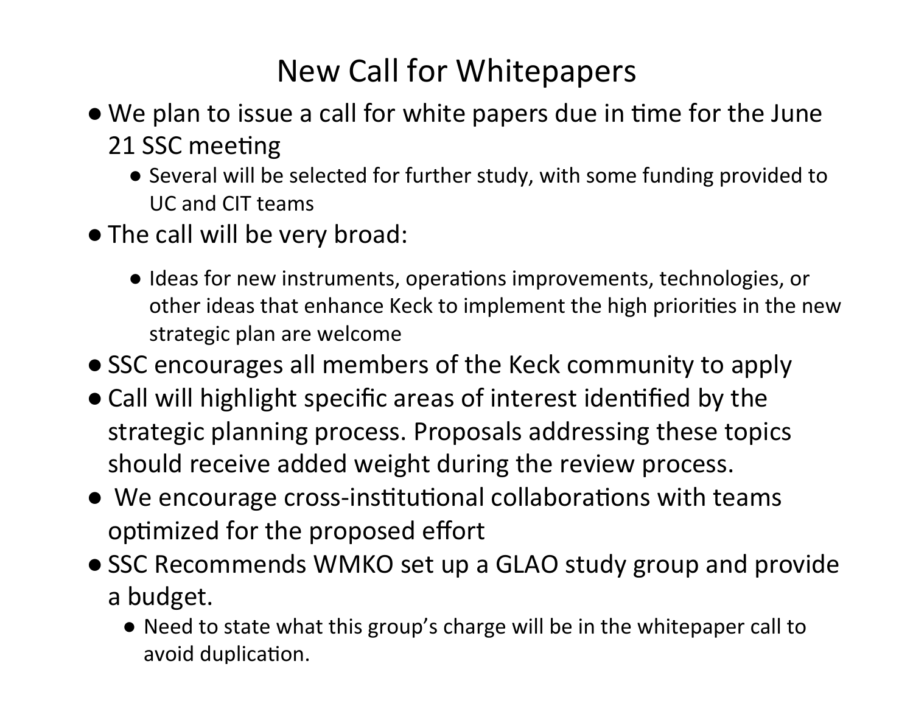# New Call for Whitepapers

- We plan to issue a call for white papers due in time for the June 21 SSC meeting
  - Several will be selected for further study, with some funding provided to UC and CIT teams
- The call will be very broad:
  - Ideas for new instruments, operations improvements, technologies, or other ideas that enhance Keck to implement the high priorities in the new strategic plan are welcome
- SSC encourages all members of the Keck community to apply
- Call will highlight specific areas of interest identified by the strategic planning process. Proposals addressing these topics should receive added weight during the review process.
- We encourage cross-institutional collaborations with teams optimized for the proposed effort
- SSC Recommends WMKO set up a GLAO study group and provide a budget.
  - Need to state what this group's charge will be in the whitepaper call to avoid duplication.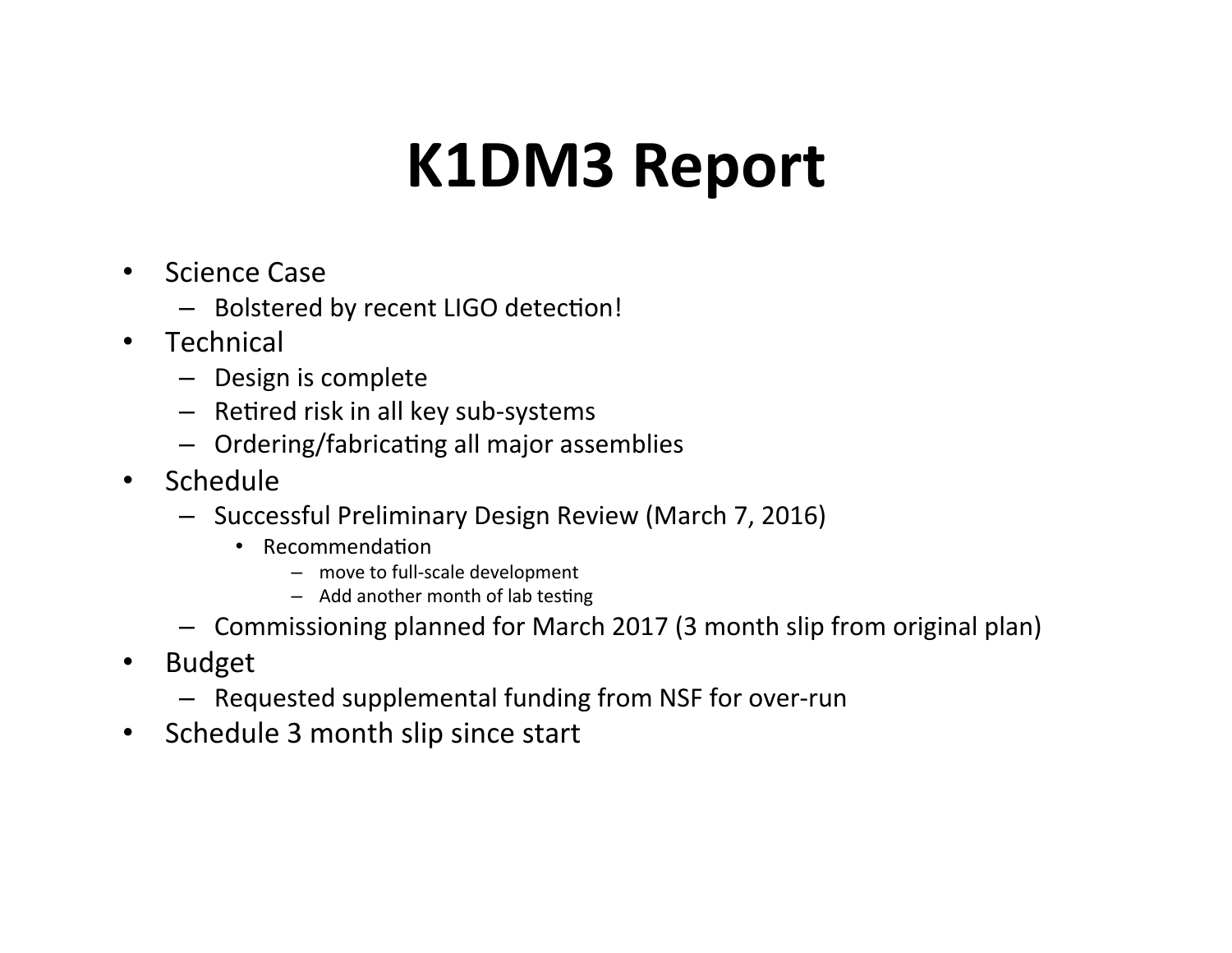# K1DM3 Report

- Science Case
  - Bolstered by recent LIGO detection!
- Technical
  - Design is complete
  - Retired risk in all key sub-systems
  - Ordering/fabricating all major assemblies
- Schedule
  - Successful Preliminary Design Review (March 7, 2016)
    - Recommendation
      - move to full-scale development
      - Add another month of lab testing
  - Commissioning planned for March 2017 (3 month slip from original plan)
- Budget
  - Requested supplemental funding from NSF for over-run
- Schedule 3 month slip since start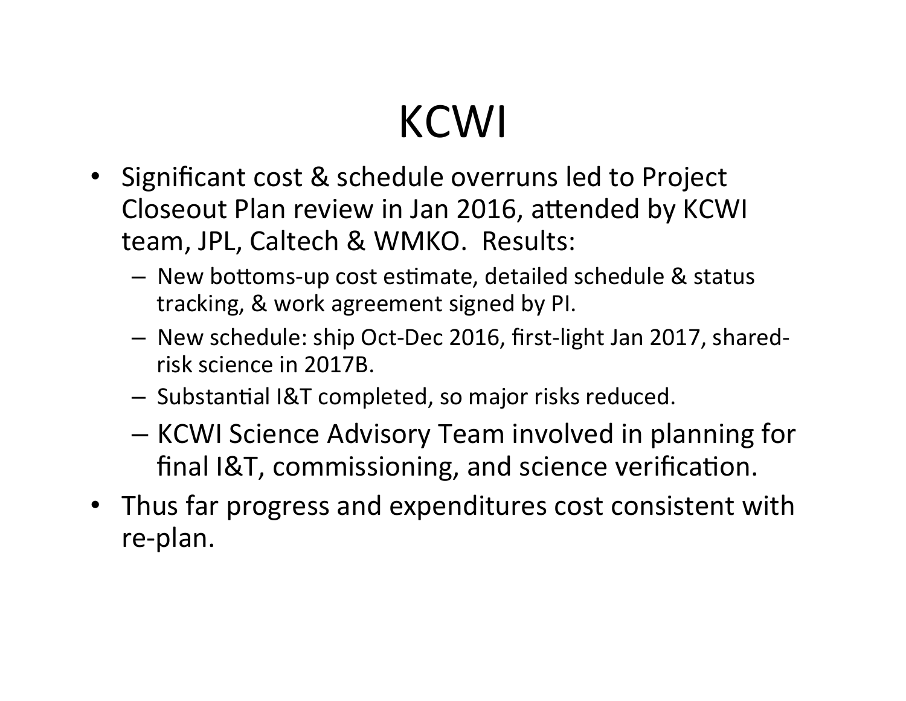# KCWI

- Significant cost & schedule overruns led to Project Closeout Plan review in Jan 2016, attended by KCWI team, JPL, Caltech & WMKO. Results:
  - New bottoms-up cost estimate, detailed schedule & status tracking, & work agreement signed by PI.
  - New schedule: ship Oct-Dec 2016, first-light Jan 2017, shared-risk science in 2017B.
  - Substantial I&T completed, so major risks reduced.
  - KCWI Science Advisory Team involved in planning for final I&T, commissioning, and science verification.
- Thus far progress and expenditures cost consistent with re-plan.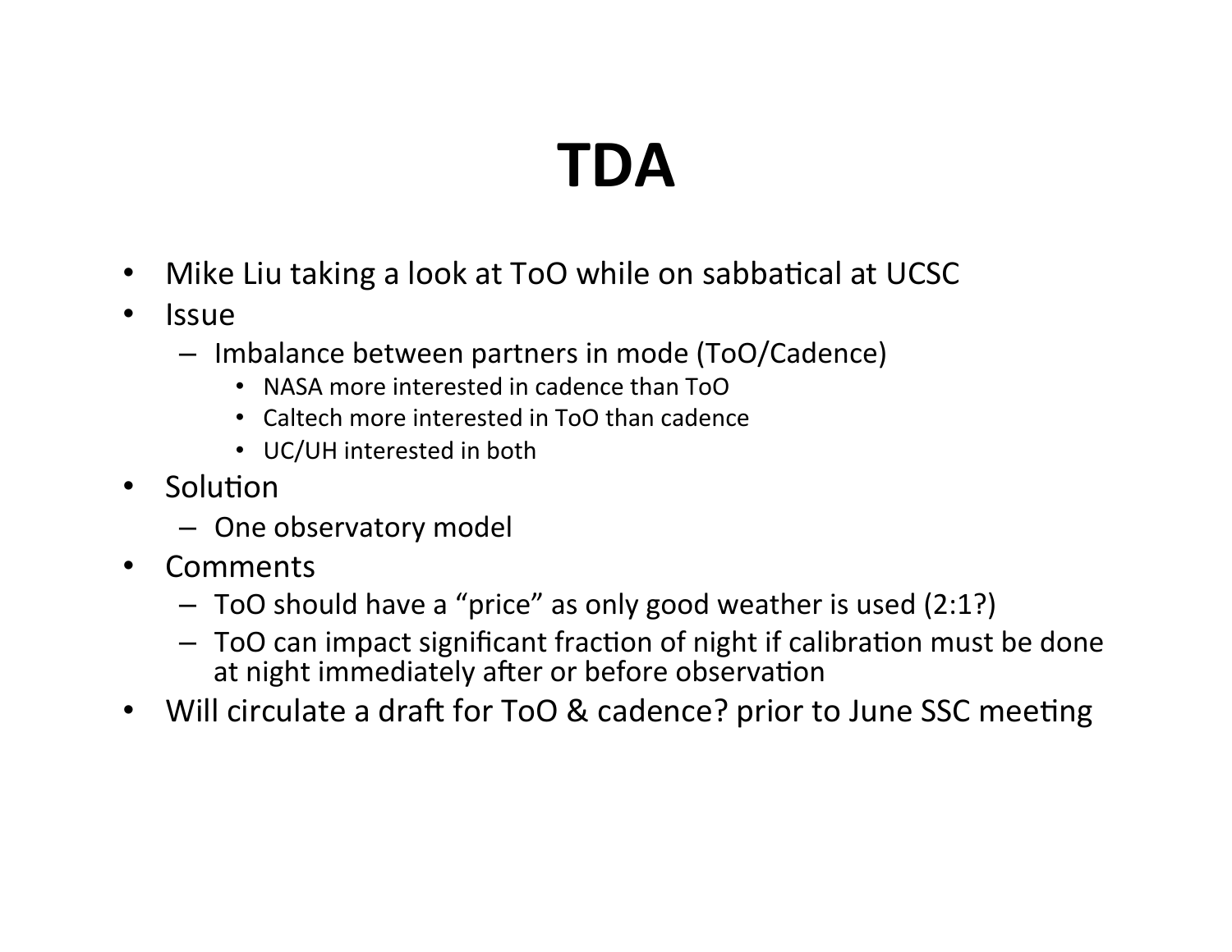# TDA

- Mike Liu taking a look at ToO while on sabbatical at UCSC
- Issue
  - Imbalance between partners in mode (ToO/Cadence)
    - NASA more interested in cadence than ToO
    - Caltech more interested in ToO than cadence
    - UC/UH interested in both
- Solution
  - One observatory model
- Comments
  - ToO should have a "price" as only good weather is used (2:1?)
  - ToO can impact significant fraction of night if calibration must be done at night immediately after or before observation
- Will circulate a draft for ToO & cadence? prior to June SSC meeting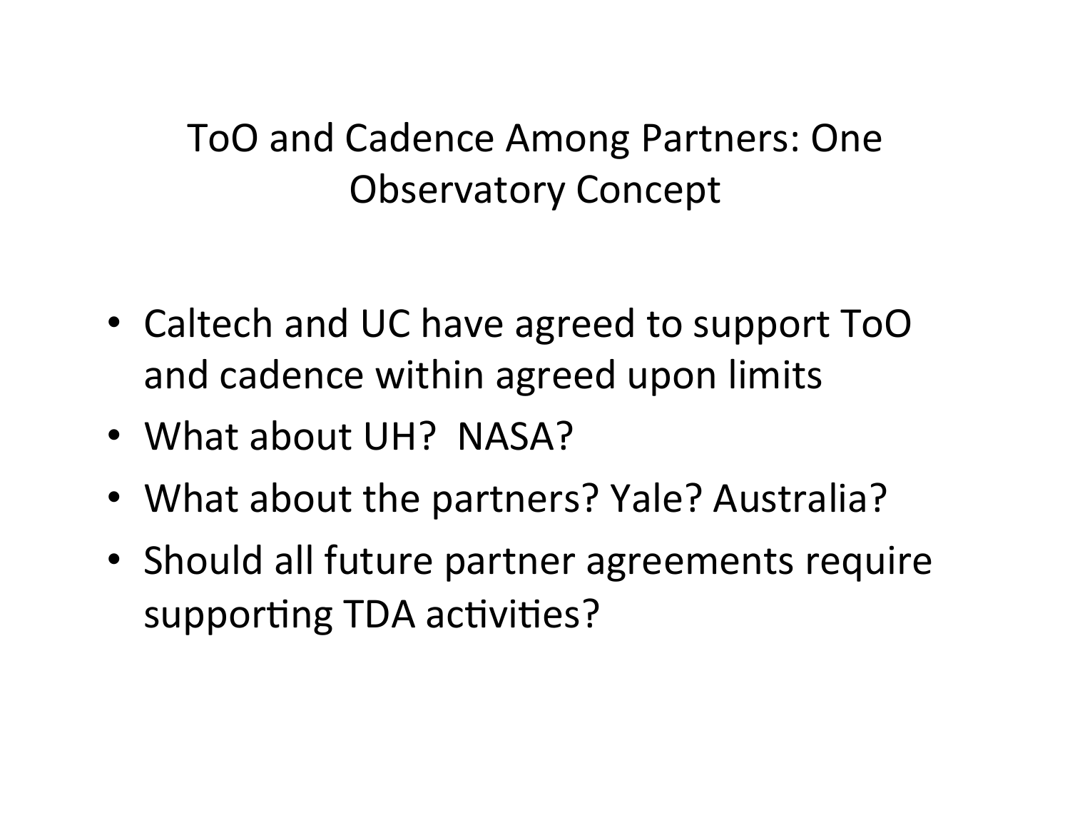# ToO and Cadence Among Partners: One Observatory Concept

- Caltech and UC have agreed to support ToO and cadence within agreed upon limits
- What about UH? NASA?
- What about the partners? Yale? Australia?
- Should all future partner agreements require supporting TDA activities?